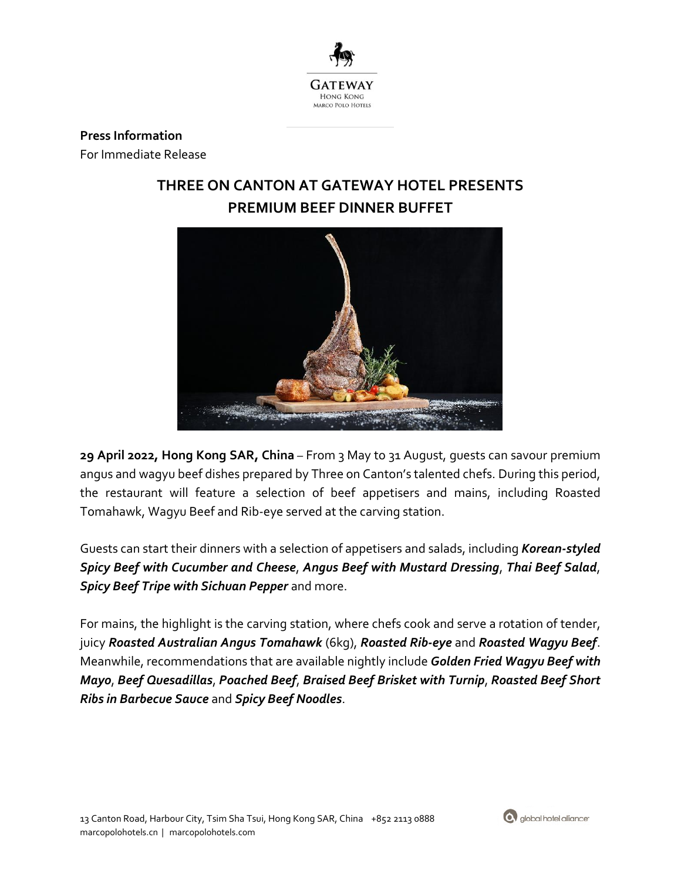**Press Information**
For Immediate Release

# THREE ON CANTON AT GATEWAY HOTEL PRESENTS PREMIUM BEEF DINNER BUFFET

**29 April 2022, Hong Kong SAR, China** – From 3 May to 31 August, guests can savour premium angus and wagyu beef dishes prepared by Three on Canton's talented chefs. During this period, the restaurant will feature a selection of beef appetisers and mains, including Roasted Tomahawk, Wagyu Beef and Rib-eye served at the carving station.

Guests can start their dinners with a selection of appetisers and salads, including ***Korean-styled Spicy Beef with Cucumber and Cheese***, ***Angus Beef with Mustard Dressing***, ***Thai Beef Salad***, ***Spicy Beef Tripe with Sichuan Pepper*** and more.

For mains, the highlight is the carving station, where chefs cook and serve a rotation of tender, juicy ***Roasted Australian Angus Tomahawk*** (6kg), ***Roasted Rib-eye*** and ***Roasted Wagyu Beef***. Meanwhile, recommendations that are available nightly include ***Golden Fried Wagyu Beef with Mayo***, ***Beef Quesadillas***, ***Poached Beef***, ***Braised Beef Brisket with Turnip***, ***Roasted Beef Short Ribs in Barbecue Sauce*** and ***Spicy Beef Noodles***.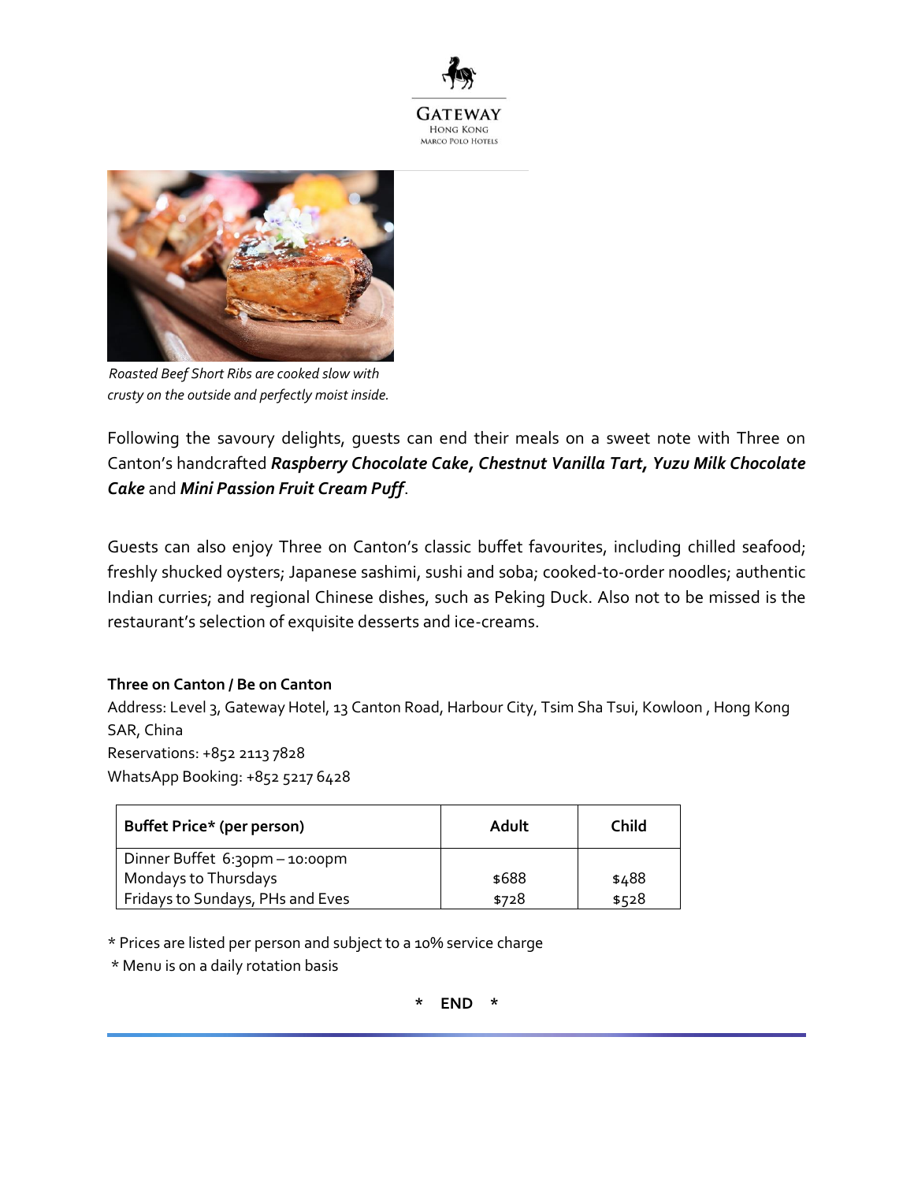*Roasted Beef Short Ribs are cooked slow with crusty on the outside and perfectly moist inside.*

Following the savoury delights, guests can end their meals on a sweet note with Three on Canton's handcrafted ***Raspberry Chocolate Cake, Chestnut Vanilla Tart, Yuzu Milk Chocolate Cake*** and ***Mini Passion Fruit Cream Puff***.

Guests can also enjoy Three on Canton's classic buffet favourites, including chilled seafood; freshly shucked oysters; Japanese sashimi, sushi and soba; cooked-to-order noodles; authentic Indian curries; and regional Chinese dishes, such as Peking Duck. Also not to be missed is the restaurant's selection of exquisite desserts and ice-creams.

**Three on Canton / Be on Canton**
Address: Level 3, Gateway Hotel, 13 Canton Road, Harbour City, Tsim Sha Tsui, Kowloon , Hong Kong SAR, China
Reservations: +852 2113 7828
WhatsApp Booking: +852 5217 6428

| **Buffet Price* (per person)** | **Adult** | **Child** |
|---|---|---|
| Dinner Buffet 6:30pm – 10:00pm | | |
| Mondays to Thursdays | $688 | $488 |
| Fridays to Sundays, PHs and Eves | $728 | $528 |

* Prices are listed per person and subject to a 10% service charge
* Menu is on a daily rotation basis

**\* END \***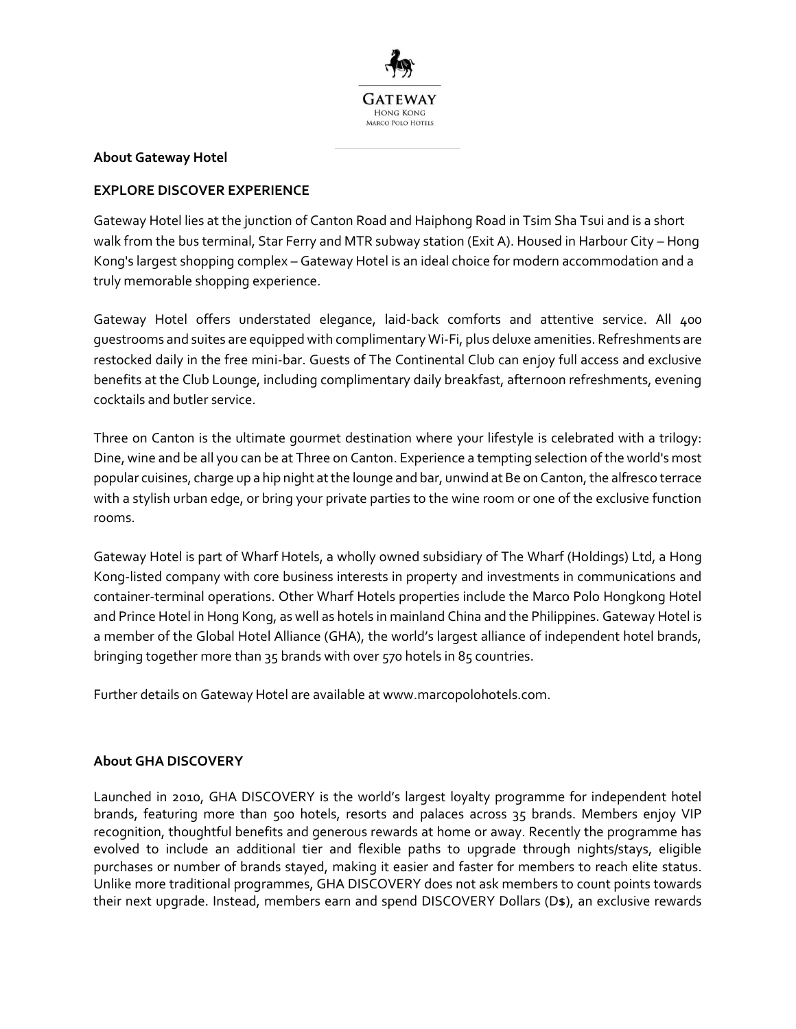## About Gateway Hotel

### EXPLORE DISCOVER EXPERIENCE

Gateway Hotel lies at the junction of Canton Road and Haiphong Road in Tsim Sha Tsui and is a short walk from the bus terminal, Star Ferry and MTR subway station (Exit A). Housed in Harbour City – Hong Kong's largest shopping complex – Gateway Hotel is an ideal choice for modern accommodation and a truly memorable shopping experience.

Gateway Hotel offers understated elegance, laid-back comforts and attentive service. All 400 guestrooms and suites are equipped with complimentary Wi-Fi, plus deluxe amenities. Refreshments are restocked daily in the free mini-bar. Guests of The Continental Club can enjoy full access and exclusive benefits at the Club Lounge, including complimentary daily breakfast, afternoon refreshments, evening cocktails and butler service.

Three on Canton is the ultimate gourmet destination where your lifestyle is celebrated with a trilogy: Dine, wine and be all you can be at Three on Canton. Experience a tempting selection of the world's most popular cuisines, charge up a hip night at the lounge and bar, unwind at Be on Canton, the alfresco terrace with a stylish urban edge, or bring your private parties to the wine room or one of the exclusive function rooms.

Gateway Hotel is part of Wharf Hotels, a wholly owned subsidiary of The Wharf (Holdings) Ltd, a Hong Kong-listed company with core business interests in property and investments in communications and container-terminal operations. Other Wharf Hotels properties include the Marco Polo Hongkong Hotel and Prince Hotel in Hong Kong, as well as hotels in mainland China and the Philippines. Gateway Hotel is a member of the Global Hotel Alliance (GHA), the world's largest alliance of independent hotel brands, bringing together more than 35 brands with over 570 hotels in 85 countries.

Further details on Gateway Hotel are available at www.marcopolohotels.com.

## About GHA DISCOVERY

Launched in 2010, GHA DISCOVERY is the world's largest loyalty programme for independent hotel brands, featuring more than 500 hotels, resorts and palaces across 35 brands. Members enjoy VIP recognition, thoughtful benefits and generous rewards at home or away. Recently the programme has evolved to include an additional tier and flexible paths to upgrade through nights/stays, eligible purchases or number of brands stayed, making it easier and faster for members to reach elite status. Unlike more traditional programmes, GHA DISCOVERY does not ask members to count points towards their next upgrade. Instead, members earn and spend DISCOVERY Dollars (D$), an exclusive rewards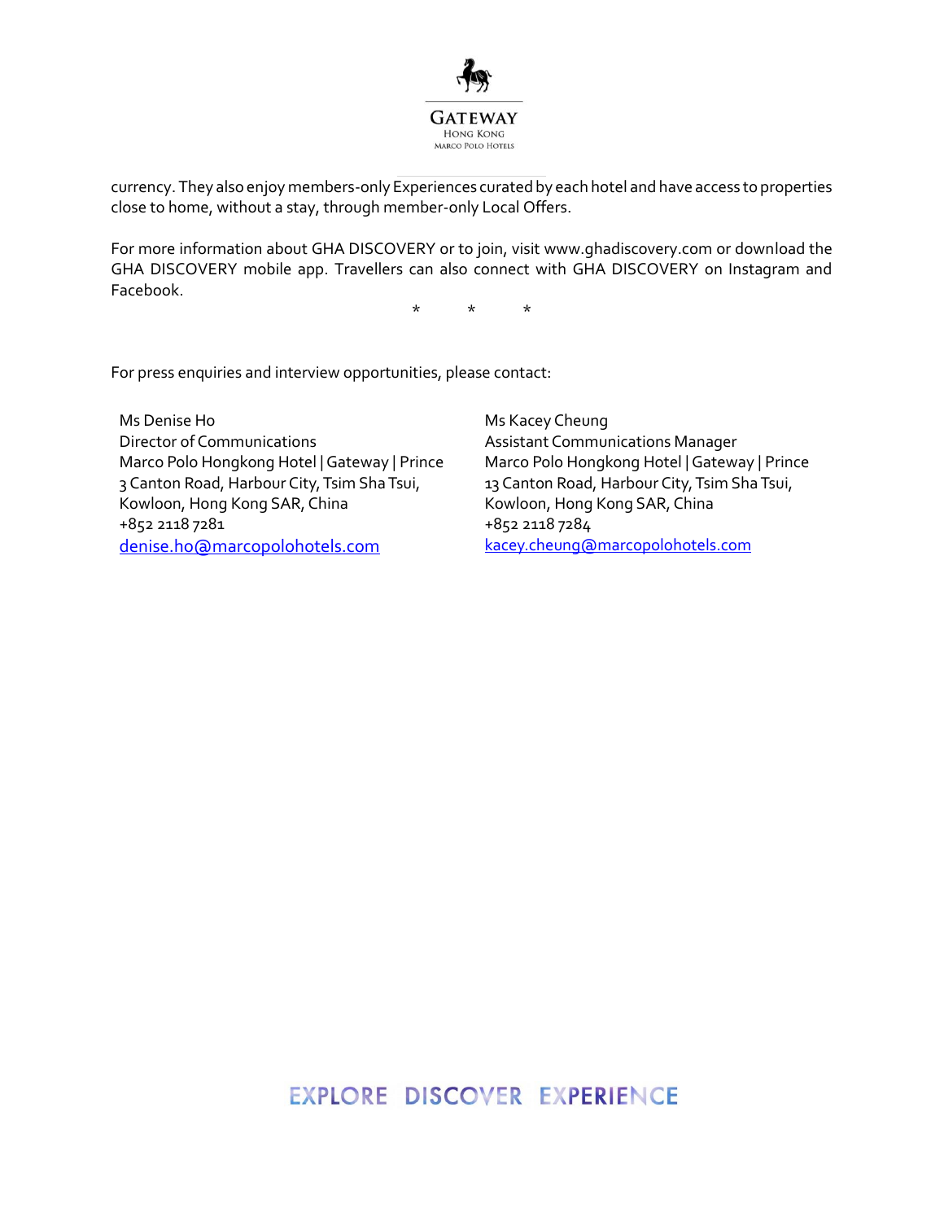currency. They also enjoy members-only Experiences curated by each hotel and have access to properties close to home, without a stay, through member-only Local Offers.

For more information about GHA DISCOVERY or to join, visit www.ghadiscovery.com or download the GHA DISCOVERY mobile app. Travellers can also connect with GHA DISCOVERY on Instagram and Facebook.

\*        \*        \*

For press enquiries and interview opportunities, please contact:

Ms Denise Ho
Director of Communications
Marco Polo Hongkong Hotel | Gateway | Prince
3 Canton Road, Harbour City, Tsim Sha Tsui,
Kowloon, Hong Kong SAR, China
+852 2118 7281
denise.ho@marcopolohotels.com

Ms Kacey Cheung
Assistant Communications Manager
Marco Polo Hongkong Hotel | Gateway | Prince
13 Canton Road, Harbour City, Tsim Sha Tsui,
Kowloon, Hong Kong SAR, China
+852 2118 7284
kacey.cheung@marcopolohotels.com